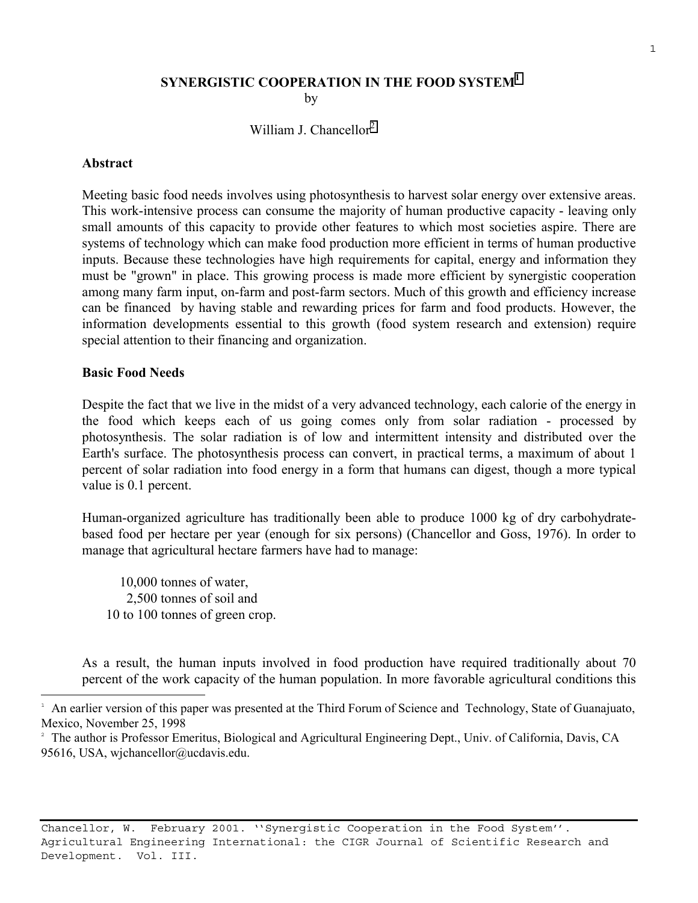# SYNERGISTIC COOPERATION IN THE FOOD SYSTEM[1]

by

William J. Chancellor[2]

## Abstract

Meeting basic food needs involves using photosynthesis to harvest solar energy over extensive areas. This work-intensive process can consume the majority of human productive capacity - leaving only small amounts of this capacity to provide other features to which most societies aspire. There are systems of technology which can make food production more efficient in terms of human productive inputs. Because these technologies have high requirements for capital, energy and information they must be "grown" in place. This growing process is made more efficient by synergistic cooperation among many farm input, on-farm and post-farm sectors. Much of this growth and efficiency increase can be financed by having stable and rewarding prices for farm and food products. However, the information developments essential to this growth (food system research and extension) require special attention to their financing and organization.

## Basic Food Needs

Despite the fact that we live in the midst of a very advanced technology, each calorie of the energy in the food which keeps each of us going comes only from solar radiation - processed by photosynthesis. The solar radiation is of low and intermittent intensity and distributed over the Earth's surface. The photosynthesis process can convert, in practical terms, a maximum of about 1 percent of solar radiation into food energy in a form that humans can digest, though a more typical value is 0.1 percent.

Human-organized agriculture has traditionally been able to produce 1000 kg of dry carbohydrate-based food per hectare per year (enough for six persons) (Chancellor and Goss, 1976). In order to manage that agricultural hectare farmers have had to manage:

10,000 tonnes of water,
2,500 tonnes of soil and
10 to 100 tonnes of green crop.

As a result, the human inputs involved in food production have required traditionally about 70 percent of the work capacity of the human population. In more favorable agricultural conditions this

---

[1] An earlier version of this paper was presented at the Third Forum of Science and Technology, State of Guanajuato, Mexico, November 25, 1998

[2] The author is Professor Emeritus, Biological and Agricultural Engineering Dept., Univ. of California, Davis, CA 95616, USA, wjchancellor@ucdavis.edu.

Chancellor, W. February 2001. ''Synergistic Cooperation in the Food System''. Agricultural Engineering International: the CIGR Journal of Scientific Research and Development. Vol. III.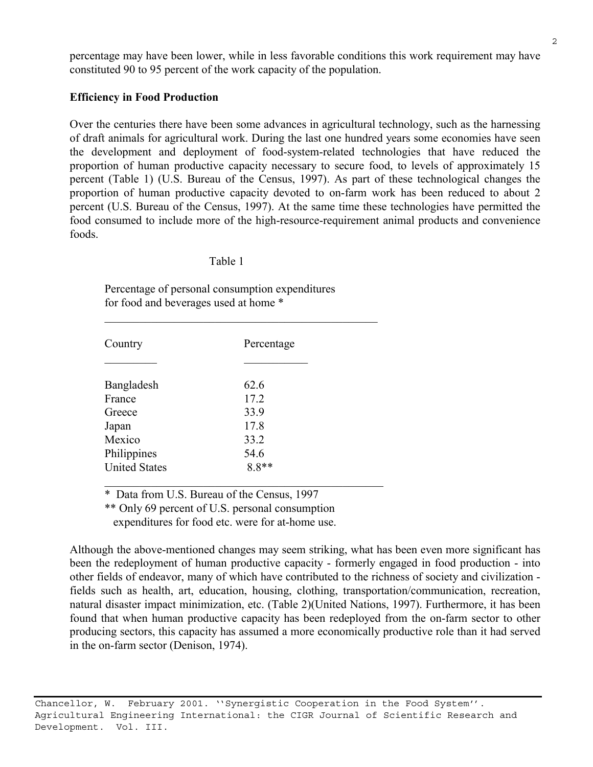percentage may have been lower, while in less favorable conditions this work requirement may have constituted 90 to 95 percent of the work capacity of the population.

**Efficiency in Food Production**

Over the centuries there have been some advances in agricultural technology, such as the harnessing of draft animals for agricultural work. During the last one hundred years some economies have seen the development and deployment of food-system-related technologies that have reduced the proportion of human productive capacity necessary to secure food, to levels of approximately 15 percent (Table 1) (U.S. Bureau of the Census, 1997). As part of these technological changes the proportion of human productive capacity devoted to on-farm work has been reduced to about 2 percent (U.S. Bureau of the Census, 1997). At the same time these technologies have permitted the food consumed to include more of the high-resource-requirement animal products and convenience foods.

Table 1

Percentage of personal consumption expenditures for food and beverages used at home *

| Country | Percentage |
|---|---|
| Bangladesh | 62.6 |
| France | 17.2 |
| Greece | 33.9 |
| Japan | 17.8 |
| Mexico | 33.2 |
| Philippines | 54.6 |
| United States | 8.8** |

\* Data from U.S. Bureau of the Census, 1997

** Only 69 percent of U.S. personal consumption expenditures for food etc. were for at-home use.

Although the above-mentioned changes may seem striking, what has been even more significant has been the redeployment of human productive capacity - formerly engaged in food production - into other fields of endeavor, many of which have contributed to the richness of society and civilization - fields such as health, art, education, housing, clothing, transportation/communication, recreation, natural disaster impact minimization, etc. (Table 2)(United Nations, 1997). Furthermore, it has been found that when human productive capacity has been redeployed from the on-farm sector to other producing sectors, this capacity has assumed a more economically productive role than it had served in the on-farm sector (Denison, 1974).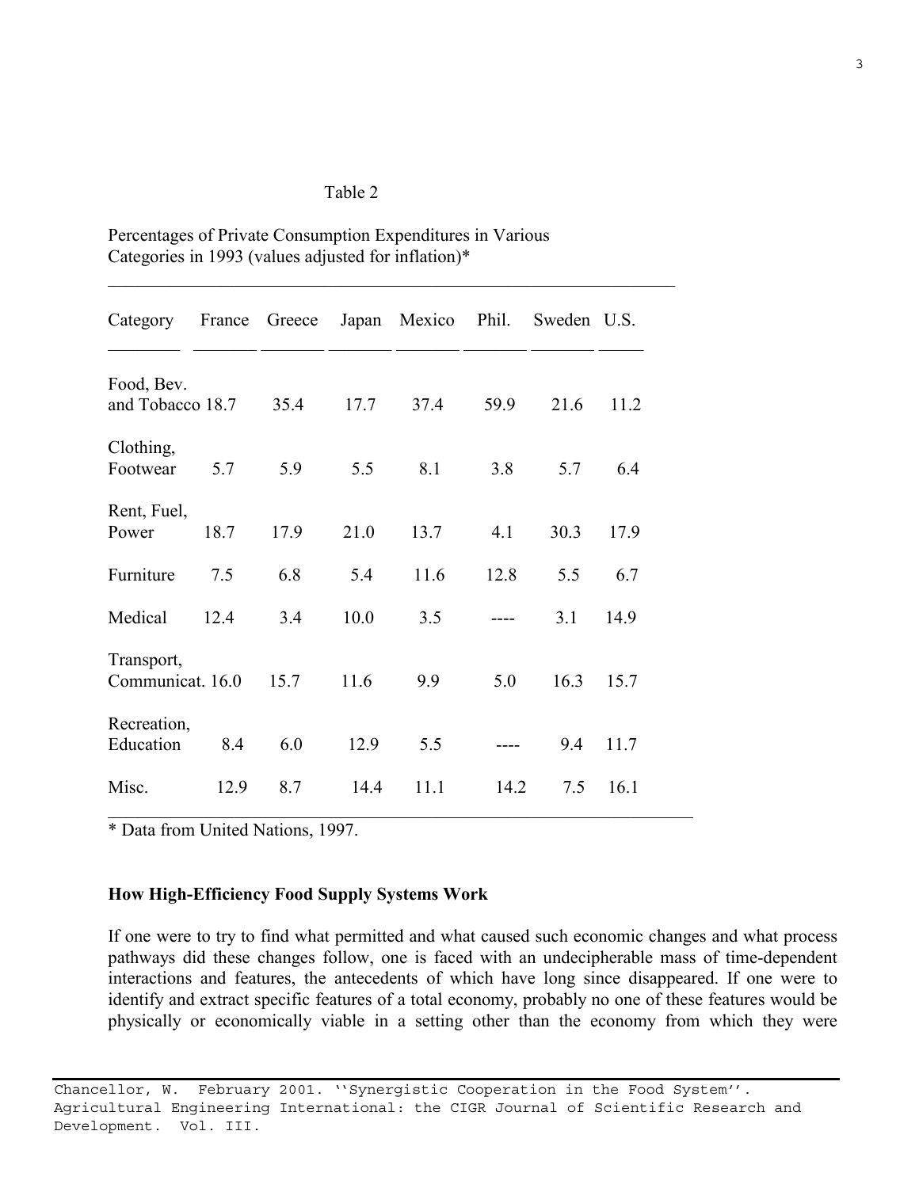Table 2

Percentages of Private Consumption Expenditures in Various Categories in 1993 (values adjusted for inflation)*

| Category | France | Greece | Japan | Mexico | Phil. | Sweden | U.S. |
|---|---|---|---|---|---|---|---|
| Food, Bev. and Tobacco | 18.7 | 35.4 | 17.7 | 37.4 | 59.9 | 21.6 | 11.2 |
| Clothing, Footwear | 5.7 | 5.9 | 5.5 | 8.1 | 3.8 | 5.7 | 6.4 |
| Rent, Fuel, Power | 18.7 | 17.9 | 21.0 | 13.7 | 4.1 | 30.3 | 17.9 |
| Furniture | 7.5 | 6.8 | 5.4 | 11.6 | 12.8 | 5.5 | 6.7 |
| Medical | 12.4 | 3.4 | 10.0 | 3.5 | ---- | 3.1 | 14.9 |
| Transport, Communicat. | 16.0 | 15.7 | 11.6 | 9.9 | 5.0 | 16.3 | 15.7 |
| Recreation, Education | 8.4 | 6.0 | 12.9 | 5.5 | ---- | 9.4 | 11.7 |
| Misc. | 12.9 | 8.7 | 14.4 | 11.1 | 14.2 | 7.5 | 16.1 |

* Data from United Nations, 1997.

**How High-Efficiency Food Supply Systems Work**

If one were to try to find what permitted and what caused such economic changes and what process pathways did these changes follow, one is faced with an undecipherable mass of time-dependent interactions and features, the antecedents of which have long since disappeared. If one were to identify and extract specific features of a total economy, probably no one of these features would be physically or economically viable in a setting other than the economy from which they were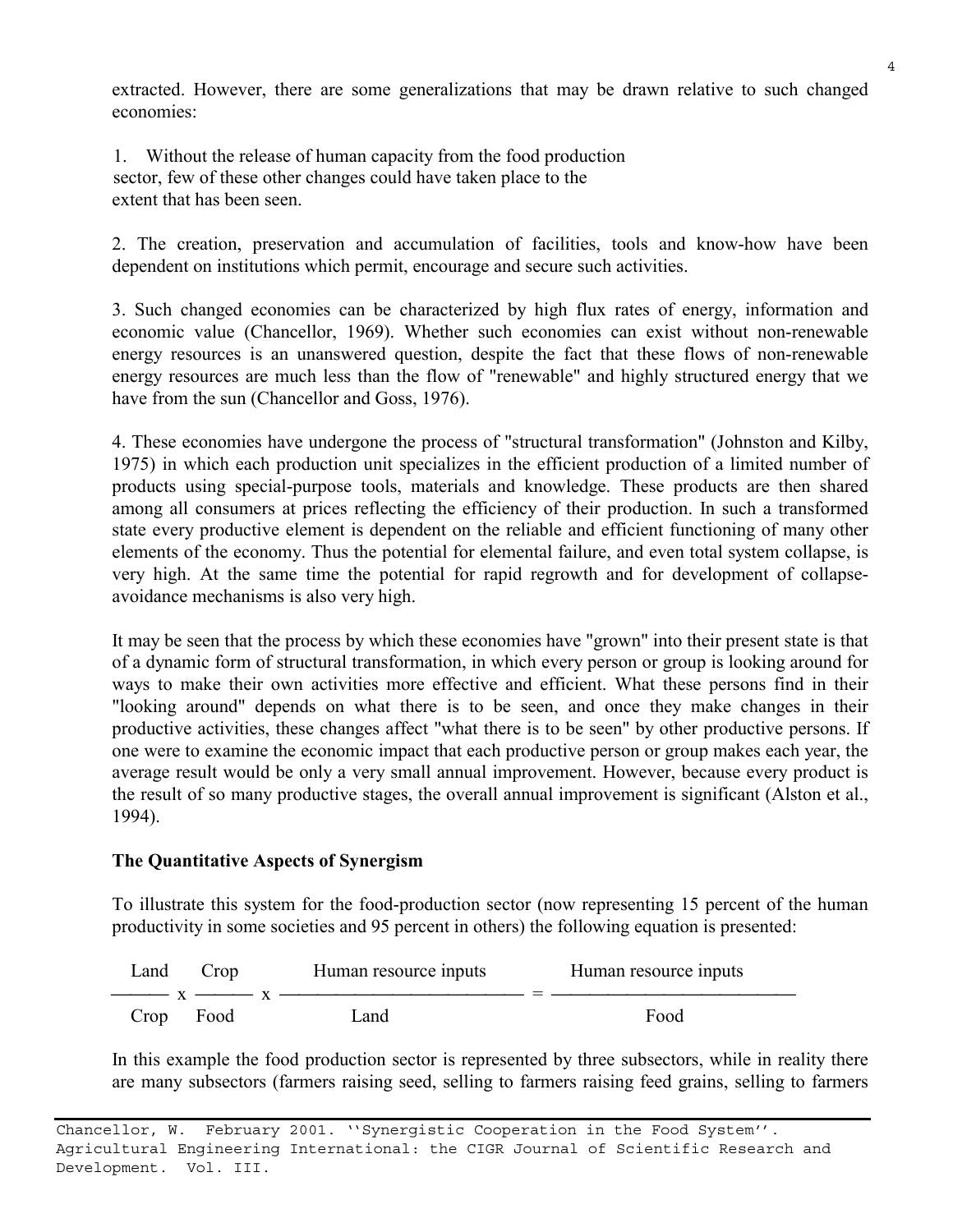extracted. However, there are some generalizations that may be drawn relative to such changed economies:

1. Without the release of human capacity from the food production sector, few of these other changes could have taken place to the extent that has been seen.

2. The creation, preservation and accumulation of facilities, tools and know-how have been dependent on institutions which permit, encourage and secure such activities.

3. Such changed economies can be characterized by high flux rates of energy, information and economic value (Chancellor, 1969). Whether such economies can exist without non-renewable energy resources is an unanswered question, despite the fact that these flows of non-renewable energy resources are much less than the flow of "renewable" and highly structured energy that we have from the sun (Chancellor and Goss, 1976).

4. These economies have undergone the process of "structural transformation" (Johnston and Kilby, 1975) in which each production unit specializes in the efficient production of a limited number of products using special-purpose tools, materials and knowledge. These products are then shared among all consumers at prices reflecting the efficiency of their production. In such a transformed state every productive element is dependent on the reliable and efficient functioning of many other elements of the economy. Thus the potential for elemental failure, and even total system collapse, is very high. At the same time the potential for rapid regrowth and for development of collapse-avoidance mechanisms is also very high.

It may be seen that the process by which these economies have "grown" into their present state is that of a dynamic form of structural transformation, in which every person or group is looking around for ways to make their own activities more effective and efficient. What these persons find in their "looking around" depends on what there is to be seen, and once they make changes in their productive activities, these changes affect "what there is to be seen" by other productive persons. If one were to examine the economic impact that each productive person or group makes each year, the average result would be only a very small annual improvement. However, because every product is the result of so many productive stages, the overall annual improvement is significant (Alston et al., 1994).

### The Quantitative Aspects of Synergism

To illustrate this system for the food-production sector (now representing 15 percent of the human productivity in some societies and 95 percent in others) the following equation is presented:

$$\frac{\text{Land}}{\text{Crop}} \times \frac{\text{Crop}}{\text{Food}} \times \frac{\text{Human resource inputs}}{\text{Land}} = \frac{\text{Human resource inputs}}{\text{Food}}$$

In this example the food production sector is represented by three subsectors, while in reality there are many subsectors (farmers raising seed, selling to farmers raising feed grains, selling to farmers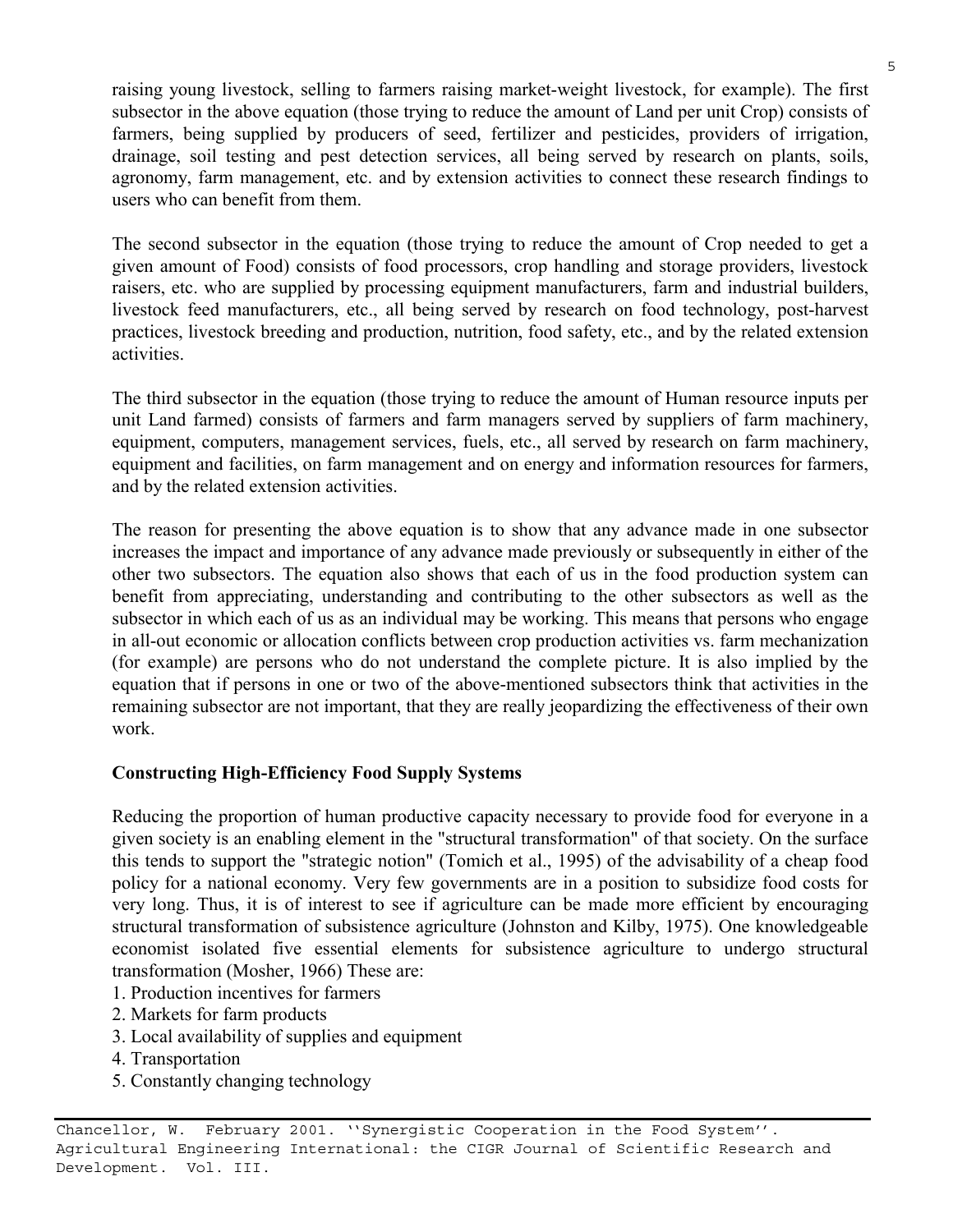raising young livestock, selling to farmers raising market-weight livestock, for example). The first subsector in the above equation (those trying to reduce the amount of Land per unit Crop) consists of farmers, being supplied by producers of seed, fertilizer and pesticides, providers of irrigation, drainage, soil testing and pest detection services, all being served by research on plants, soils, agronomy, farm management, etc. and by extension activities to connect these research findings to users who can benefit from them.

The second subsector in the equation (those trying to reduce the amount of Crop needed to get a given amount of Food) consists of food processors, crop handling and storage providers, livestock raisers, etc. who are supplied by processing equipment manufacturers, farm and industrial builders, livestock feed manufacturers, etc., all being served by research on food technology, post-harvest practices, livestock breeding and production, nutrition, food safety, etc., and by the related extension activities.

The third subsector in the equation (those trying to reduce the amount of Human resource inputs per unit Land farmed) consists of farmers and farm managers served by suppliers of farm machinery, equipment, computers, management services, fuels, etc., all served by research on farm machinery, equipment and facilities, on farm management and on energy and information resources for farmers, and by the related extension activities.

The reason for presenting the above equation is to show that any advance made in one subsector increases the impact and importance of any advance made previously or subsequently in either of the other two subsectors. The equation also shows that each of us in the food production system can benefit from appreciating, understanding and contributing to the other subsectors as well as the subsector in which each of us as an individual may be working. This means that persons who engage in all-out economic or allocation conflicts between crop production activities vs. farm mechanization (for example) are persons who do not understand the complete picture. It is also implied by the equation that if persons in one or two of the above-mentioned subsectors think that activities in the remaining subsector are not important, that they are really jeopardizing the effectiveness of their own work.

**Constructing High-Efficiency Food Supply Systems**

Reducing the proportion of human productive capacity necessary to provide food for everyone in a given society is an enabling element in the "structural transformation" of that society. On the surface this tends to support the "strategic notion" (Tomich et al., 1995) of the advisability of a cheap food policy for a national economy. Very few governments are in a position to subsidize food costs for very long. Thus, it is of interest to see if agriculture can be made more efficient by encouraging structural transformation of subsistence agriculture (Johnston and Kilby, 1975). One knowledgeable economist isolated five essential elements for subsistence agriculture to undergo structural transformation (Mosher, 1966) These are:

1. Production incentives for farmers
2. Markets for farm products
3. Local availability of supplies and equipment
4. Transportation
5. Constantly changing technology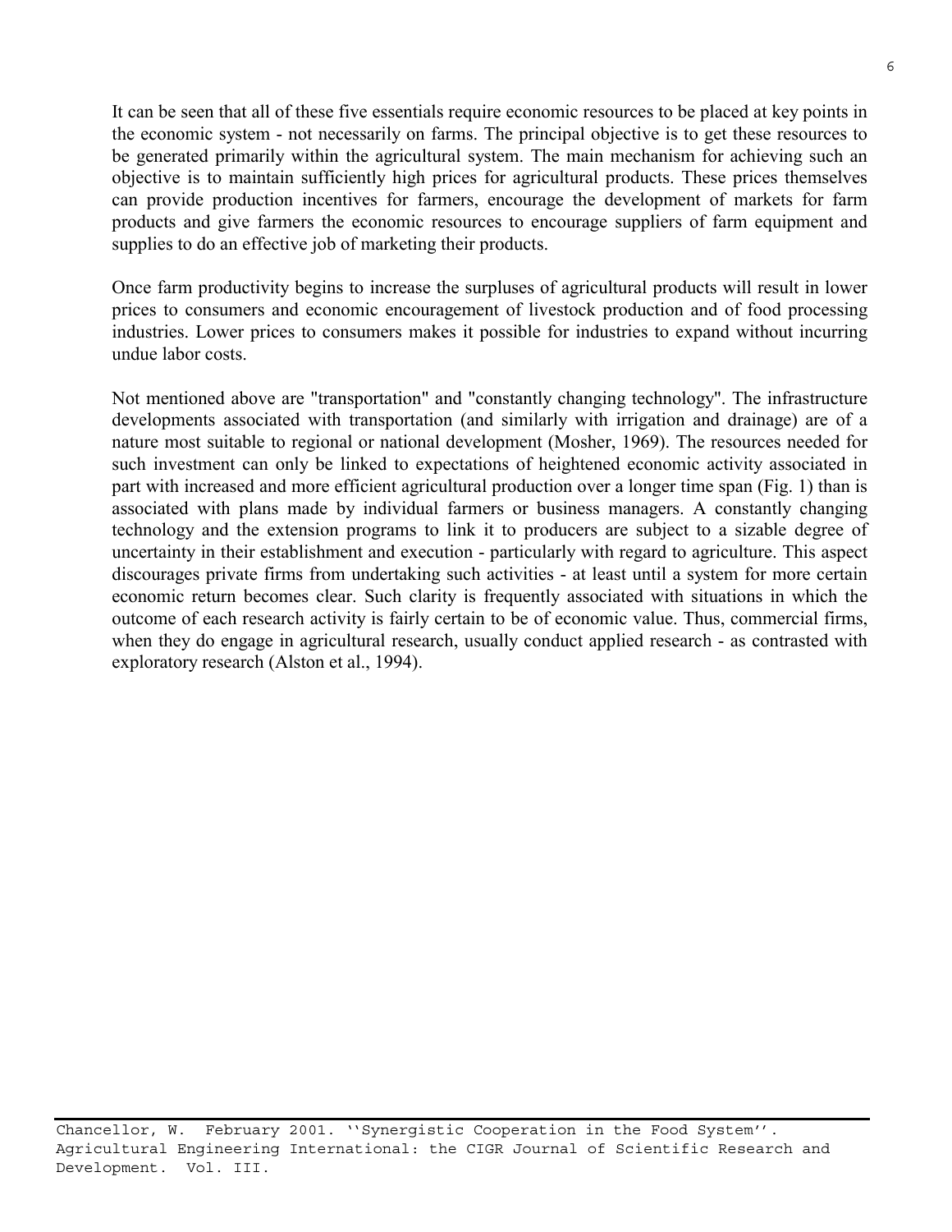It can be seen that all of these five essentials require economic resources to be placed at key points in the economic system - not necessarily on farms. The principal objective is to get these resources to be generated primarily within the agricultural system. The main mechanism for achieving such an objective is to maintain sufficiently high prices for agricultural products. These prices themselves can provide production incentives for farmers, encourage the development of markets for farm products and give farmers the economic resources to encourage suppliers of farm equipment and supplies to do an effective job of marketing their products.

Once farm productivity begins to increase the surpluses of agricultural products will result in lower prices to consumers and economic encouragement of livestock production and of food processing industries. Lower prices to consumers makes it possible for industries to expand without incurring undue labor costs.

Not mentioned above are "transportation" and "constantly changing technology". The infrastructure developments associated with transportation (and similarly with irrigation and drainage) are of a nature most suitable to regional or national development (Mosher, 1969). The resources needed for such investment can only be linked to expectations of heightened economic activity associated in part with increased and more efficient agricultural production over a longer time span (Fig. 1) than is associated with plans made by individual farmers or business managers. A constantly changing technology and the extension programs to link it to producers are subject to a sizable degree of uncertainty in their establishment and execution - particularly with regard to agriculture. This aspect discourages private firms from undertaking such activities - at least until a system for more certain economic return becomes clear. Such clarity is frequently associated with situations in which the outcome of each research activity is fairly certain to be of economic value. Thus, commercial firms, when they do engage in agricultural research, usually conduct applied research - as contrasted with exploratory research (Alston et al., 1994).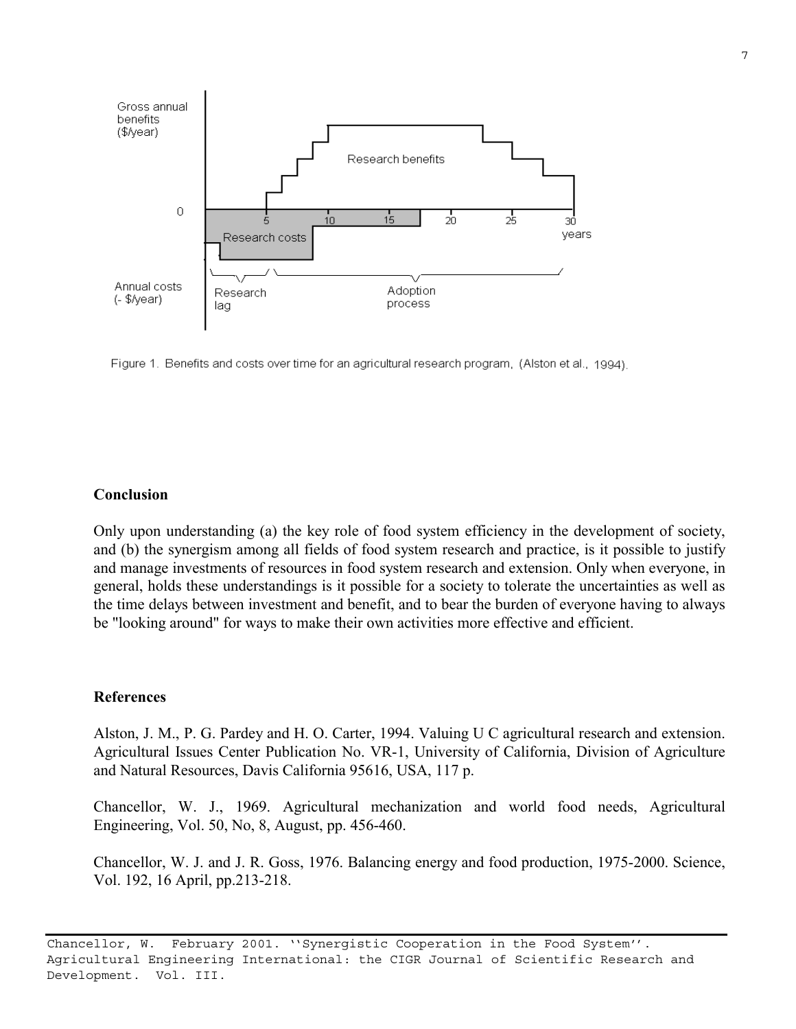Figure 1. Benefits and costs over time for an agricultural research program, (Alston et al., 1994).

## Conclusion

Only upon understanding (a) the key role of food system efficiency in the development of society, and (b) the synergism among all fields of food system research and practice, is it possible to justify and manage investments of resources in food system research and extension. Only when everyone, in general, holds these understandings is it possible for a society to tolerate the uncertainties as well as the time delays between investment and benefit, and to bear the burden of everyone having to always be "looking around" for ways to make their own activities more effective and efficient.

## References

Alston, J. M., P. G. Pardey and H. O. Carter, 1994. Valuing U C agricultural research and extension. Agricultural Issues Center Publication No. VR-1, University of California, Division of Agriculture and Natural Resources, Davis California 95616, USA, 117 p.

Chancellor, W. J., 1969. Agricultural mechanization and world food needs, Agricultural Engineering, Vol. 50, No, 8, August, pp. 456-460.

Chancellor, W. J. and J. R. Goss, 1976. Balancing energy and food production, 1975-2000. Science, Vol. 192, 16 April, pp.213-218.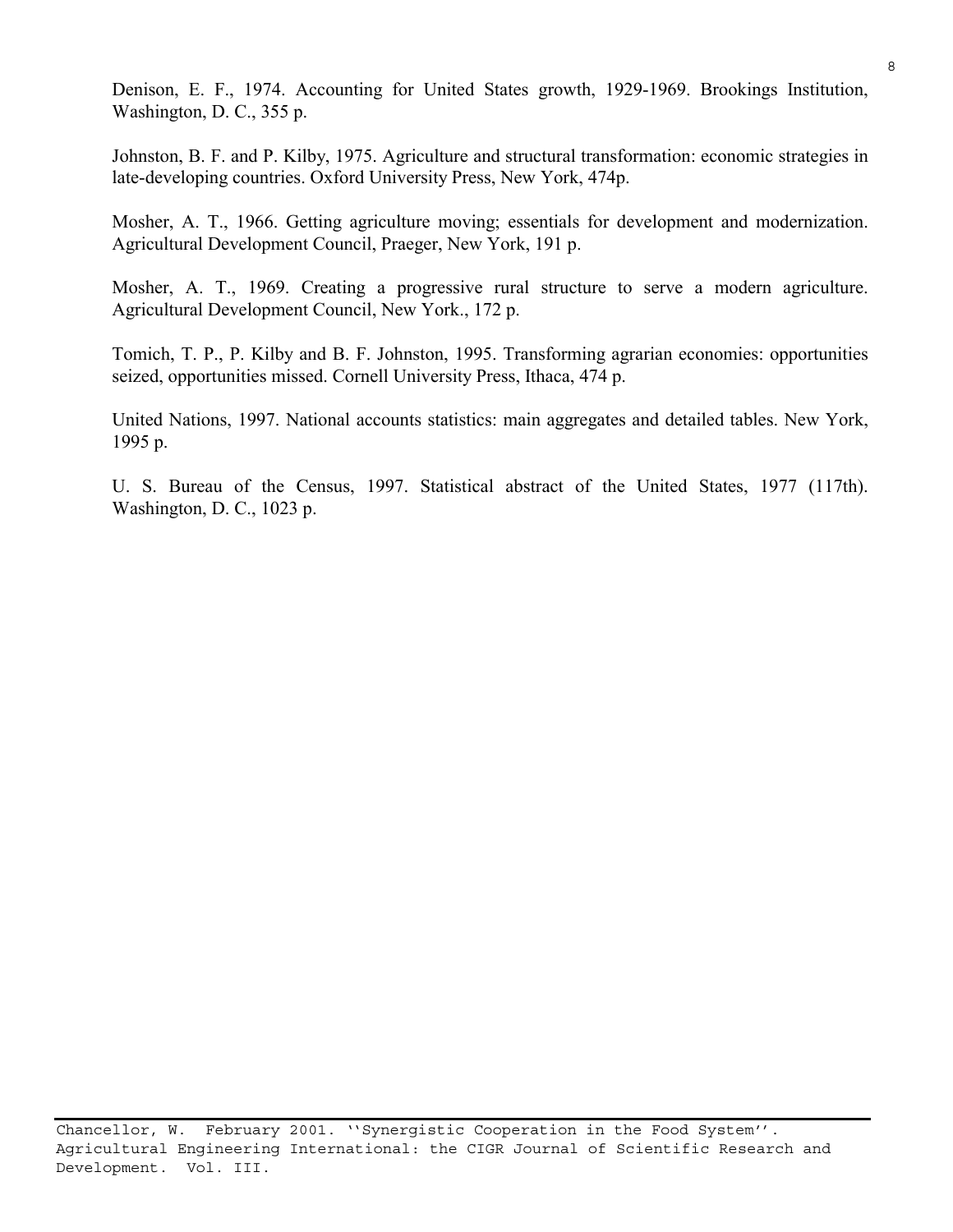Denison, E. F., 1974. Accounting for United States growth, 1929-1969. Brookings Institution, Washington, D. C., 355 p.

Johnston, B. F. and P. Kilby, 1975. Agriculture and structural transformation: economic strategies in late-developing countries. Oxford University Press, New York, 474p.

Mosher, A. T., 1966. Getting agriculture moving; essentials for development and modernization. Agricultural Development Council, Praeger, New York, 191 p.

Mosher, A. T., 1969. Creating a progressive rural structure to serve a modern agriculture. Agricultural Development Council, New York., 172 p.

Tomich, T. P., P. Kilby and B. F. Johnston, 1995. Transforming agrarian economies: opportunities seized, opportunities missed. Cornell University Press, Ithaca, 474 p.

United Nations, 1997. National accounts statistics: main aggregates and detailed tables. New York, 1995 p.

U. S. Bureau of the Census, 1997. Statistical abstract of the United States, 1977 (117th). Washington, D. C., 1023 p.